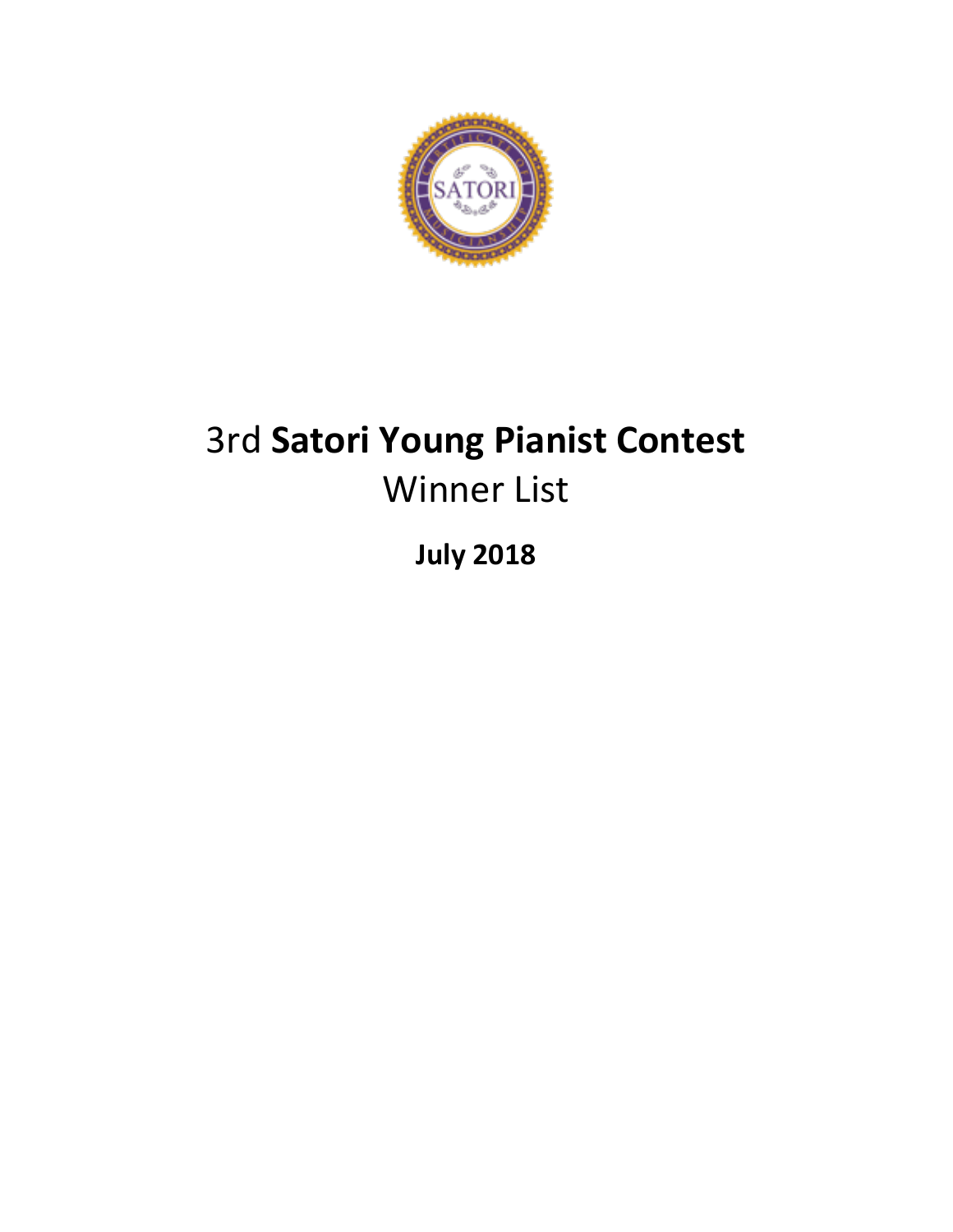# 3rd **Satori Young Pianist Contest**

## Winner List

**July 2018**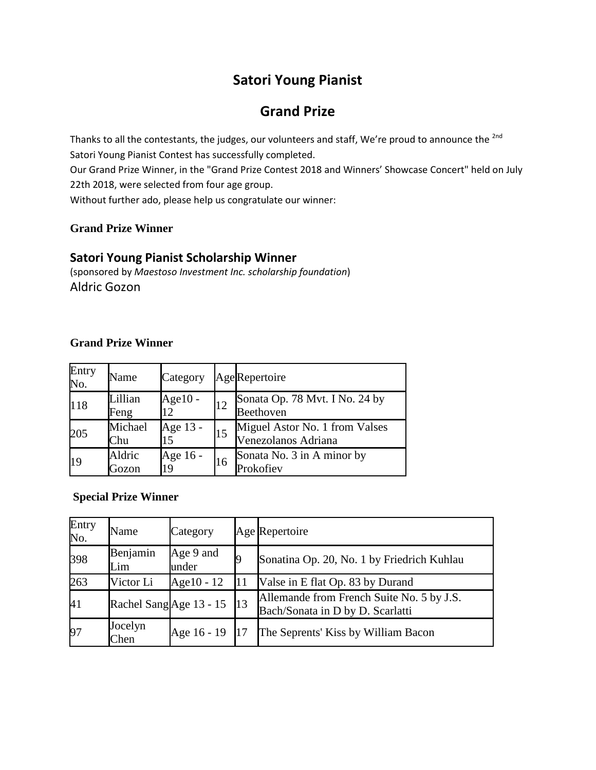# Satori Young Pianist

## Grand Prize

Thanks to all the contestants, the judges, our volunteers and staff, We're proud to announce the [2nd] Satori Young Pianist Contest has successfully completed.

Our Grand Prize Winner, in the "Grand Prize Contest 2018 and Winners' Showcase Concert" held on July 22th 2018, were selected from four age group.

Without further ado, please help us congratulate our winner:

**Grand Prize Winner**

### Satori Young Pianist Scholarship Winner

(sponsored by *Maestoso Investment Inc. scholarship foundation*)

Aldric Gozon

**Grand Prize Winner**

| Entry No. | Name | Category | Age | Repertoire |
|---|---|---|---|---|
| 118 | Lillian Feng | Age10 - 12 | 12 | Sonata Op. 78 Mvt. I No. 24 by Beethoven |
| 205 | Michael Chu | Age 13 - 15 | 15 | Miguel Astor No. 1 from Valses Venezolanos Adriana |
| 19 | Aldric Gozon | Age 16 - 19 | 16 | Sonata No. 3 in A minor by Prokofiev |

**Special Prize Winner**

| Entry No. | Name | Category | Age | Repertoire |
|---|---|---|---|---|
| 398 | Benjamin Lim | Age 9 and under | 9 | Sonatina Op. 20, No. 1 by Friedrich Kuhlau |
| 263 | Victor Li | Age10 - 12 | 11 | Valse in E flat Op. 83 by Durand |
| 41 | Rachel Sang | Age 13 - 15 | 13 | Allemande from French Suite No. 5 by J.S. Bach/Sonata in D by D. Scarlatti |
| 97 | Jocelyn Chen | Age 16 - 19 | 17 | The Seprents' Kiss by William Bacon |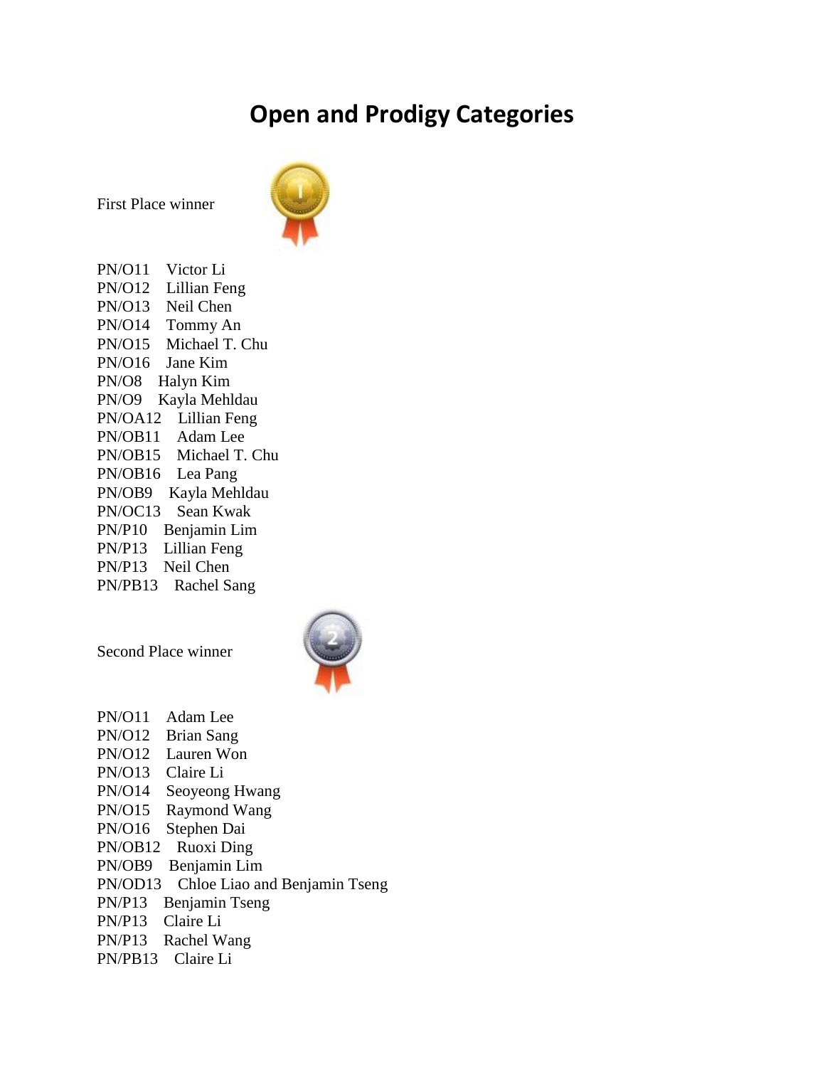# Open and Prodigy Categories

First Place winner

PN/O11 Victor Li
PN/O12 Lillian Feng
PN/O13 Neil Chen
PN/O14 Tommy An
PN/O15 Michael T. Chu
PN/O16 Jane Kim
PN/O8 Halyn Kim
PN/O9 Kayla Mehldau
PN/OA12 Lillian Feng
PN/OB11 Adam Lee
PN/OB15 Michael T. Chu
PN/OB16 Lea Pang
PN/OB9 Kayla Mehldau
PN/OC13 Sean Kwak
PN/P10 Benjamin Lim
PN/P13 Lillian Feng
PN/P13 Neil Chen
PN/PB13 Rachel Sang

Second Place winner

PN/O11 Adam Lee
PN/O12 Brian Sang
PN/O12 Lauren Won
PN/O13 Claire Li
PN/O14 Seoyeong Hwang
PN/O15 Raymond Wang
PN/O16 Stephen Dai
PN/OB12 Ruoxi Ding
PN/OB9 Benjamin Lim
PN/OD13 Chloe Liao and Benjamin Tseng
PN/P13 Benjamin Tseng
PN/P13 Claire Li
PN/P13 Rachel Wang
PN/PB13 Claire Li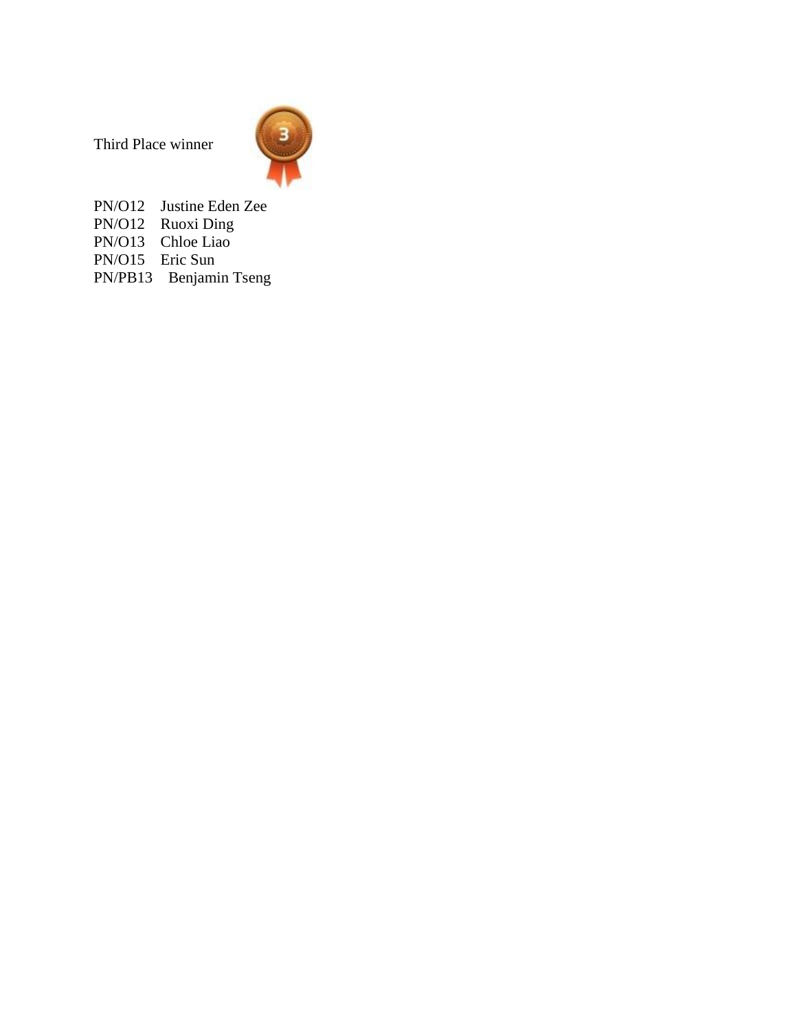Third Place winner

PN/O12 Justine Eden Zee
PN/O12 Ruoxi Ding
PN/O13 Chloe Liao
PN/O15 Eric Sun
PN/PB13 Benjamin Tseng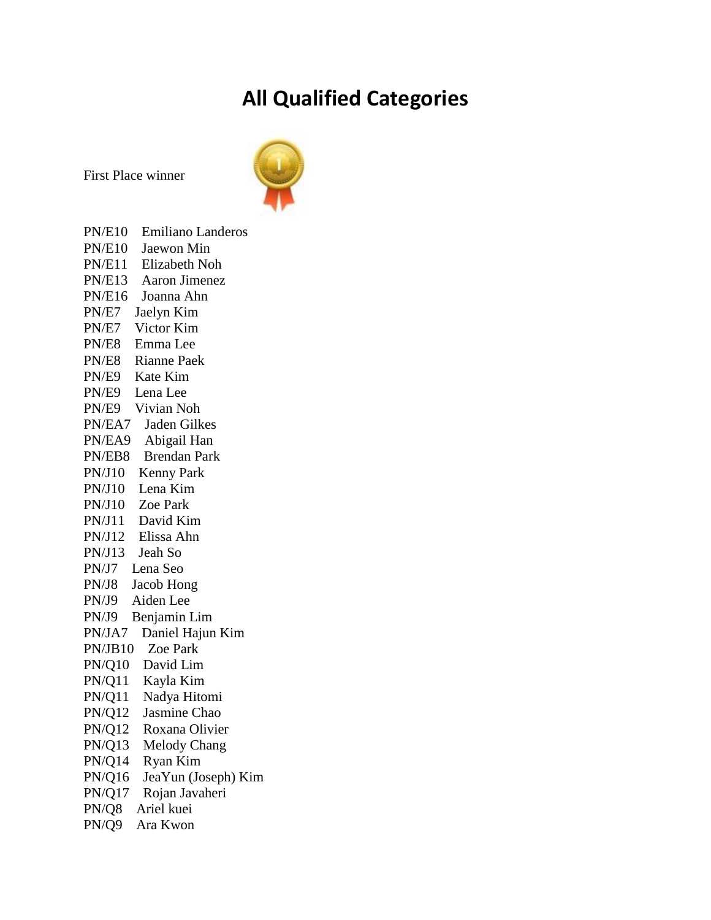# All Qualified Categories

First Place winner

PN/E10 Emiliano Landeros
PN/E10 Jaewon Min
PN/E11 Elizabeth Noh
PN/E13 Aaron Jimenez
PN/E16 Joanna Ahn
PN/E7 Jaelyn Kim
PN/E7 Victor Kim
PN/E8 Emma Lee
PN/E8 Rianne Paek
PN/E9 Kate Kim
PN/E9 Lena Lee
PN/E9 Vivian Noh
PN/EA7 Jaden Gilkes
PN/EA9 Abigail Han
PN/EB8 Brendan Park
PN/J10 Kenny Park
PN/J10 Lena Kim
PN/J10 Zoe Park
PN/J11 David Kim
PN/J12 Elissa Ahn
PN/J13 Jeah So
PN/J7 Lena Seo
PN/J8 Jacob Hong
PN/J9 Aiden Lee
PN/J9 Benjamin Lim
PN/JA7 Daniel Hajun Kim
PN/JB10 Zoe Park
PN/Q10 David Lim
PN/Q11 Kayla Kim
PN/Q11 Nadya Hitomi
PN/Q12 Jasmine Chao
PN/Q12 Roxana Olivier
PN/Q13 Melody Chang
PN/Q14 Ryan Kim
PN/Q16 JeaYun (Joseph) Kim
PN/Q17 Rojan Javaheri
PN/Q8 Ariel kuei
PN/Q9 Ara Kwon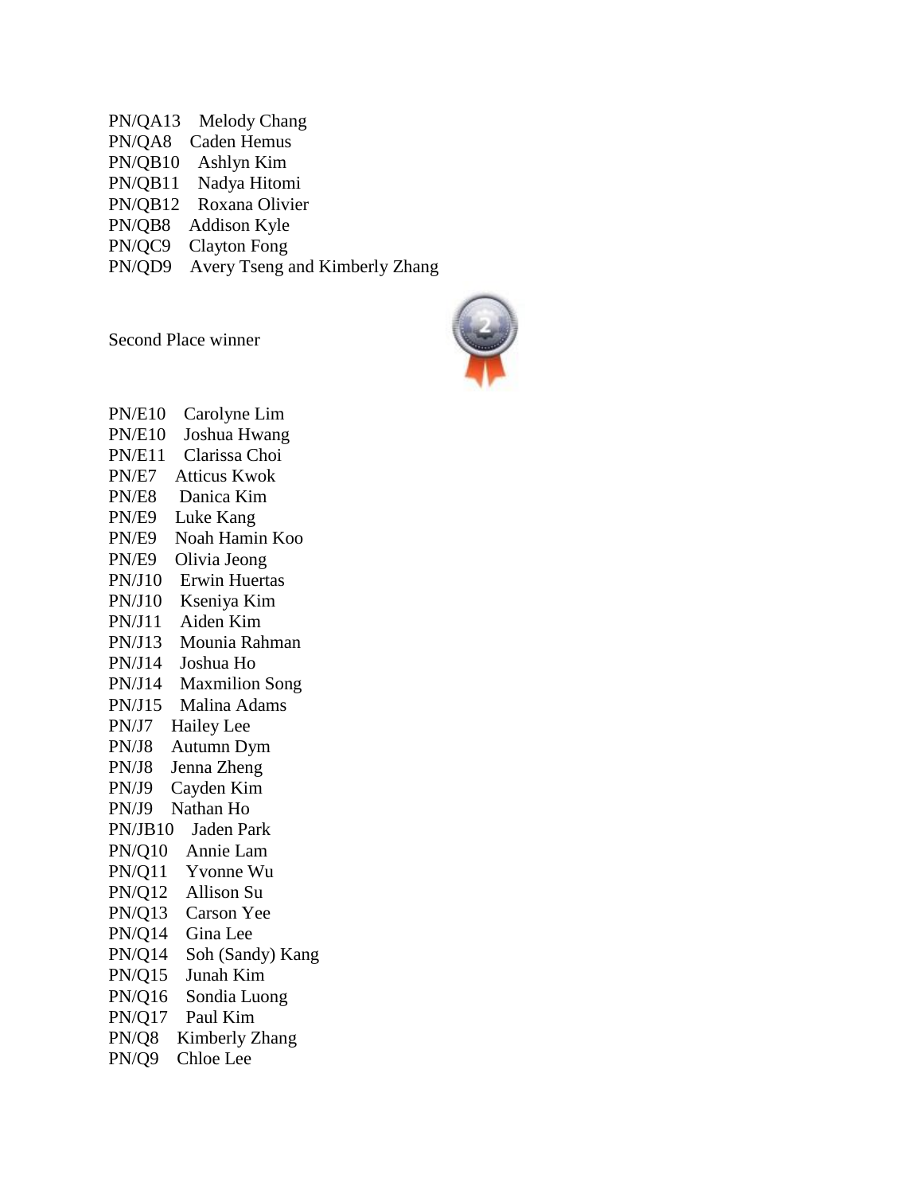PN/QA13 Melody Chang
PN/QA8 Caden Hemus
PN/QB10 Ashlyn Kim
PN/QB11 Nadya Hitomi
PN/QB12 Roxana Olivier
PN/QB8 Addison Kyle
PN/QC9 Clayton Fong
PN/QD9 Avery Tseng and Kimberly Zhang

Second Place winner

PN/E10 Carolyne Lim
PN/E10 Joshua Hwang
PN/E11 Clarissa Choi
PN/E7 Atticus Kwok
PN/E8 Danica Kim
PN/E9 Luke Kang
PN/E9 Noah Hamin Koo
PN/E9 Olivia Jeong
PN/J10 Erwin Huertas
PN/J10 Kseniya Kim
PN/J11 Aiden Kim
PN/J13 Mounia Rahman
PN/J14 Joshua Ho
PN/J14 Maxmilion Song
PN/J15 Malina Adams
PN/J7 Hailey Lee
PN/J8 Autumn Dym
PN/J8 Jenna Zheng
PN/J9 Cayden Kim
PN/J9 Nathan Ho
PN/JB10 Jaden Park
PN/Q10 Annie Lam
PN/Q11 Yvonne Wu
PN/Q12 Allison Su
PN/Q13 Carson Yee
PN/Q14 Gina Lee
PN/Q14 Soh (Sandy) Kang
PN/Q15 Junah Kim
PN/Q16 Sondia Luong
PN/Q17 Paul Kim
PN/Q8 Kimberly Zhang
PN/Q9 Chloe Lee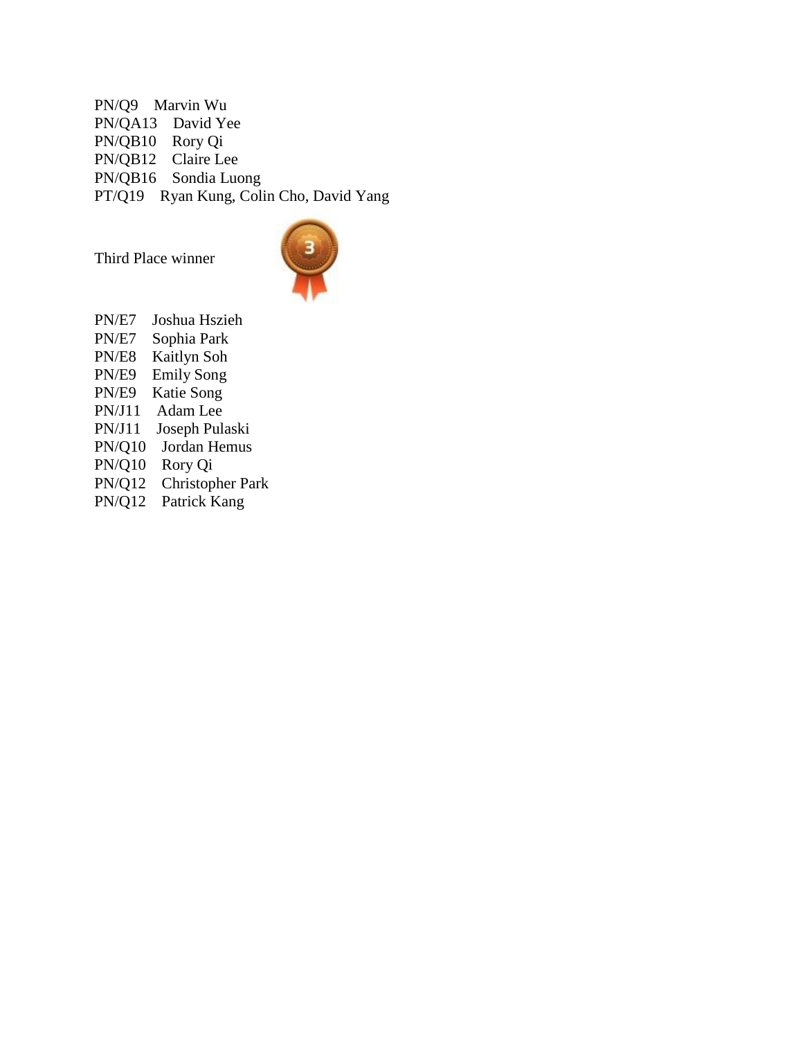PN/Q9 Marvin Wu
PN/QA13 David Yee
PN/QB10 Rory Qi
PN/QB12 Claire Lee
PN/QB16 Sondia Luong
PT/Q19 Ryan Kung, Colin Cho, David Yang

Third Place winner

PN/E7 Joshua Hszieh
PN/E7 Sophia Park
PN/E8 Kaitlyn Soh
PN/E9 Emily Song
PN/E9 Katie Song
PN/J11 Adam Lee
PN/J11 Joseph Pulaski
PN/Q10 Jordan Hemus
PN/Q10 Rory Qi
PN/Q12 Christopher Park
PN/Q12 Patrick Kang